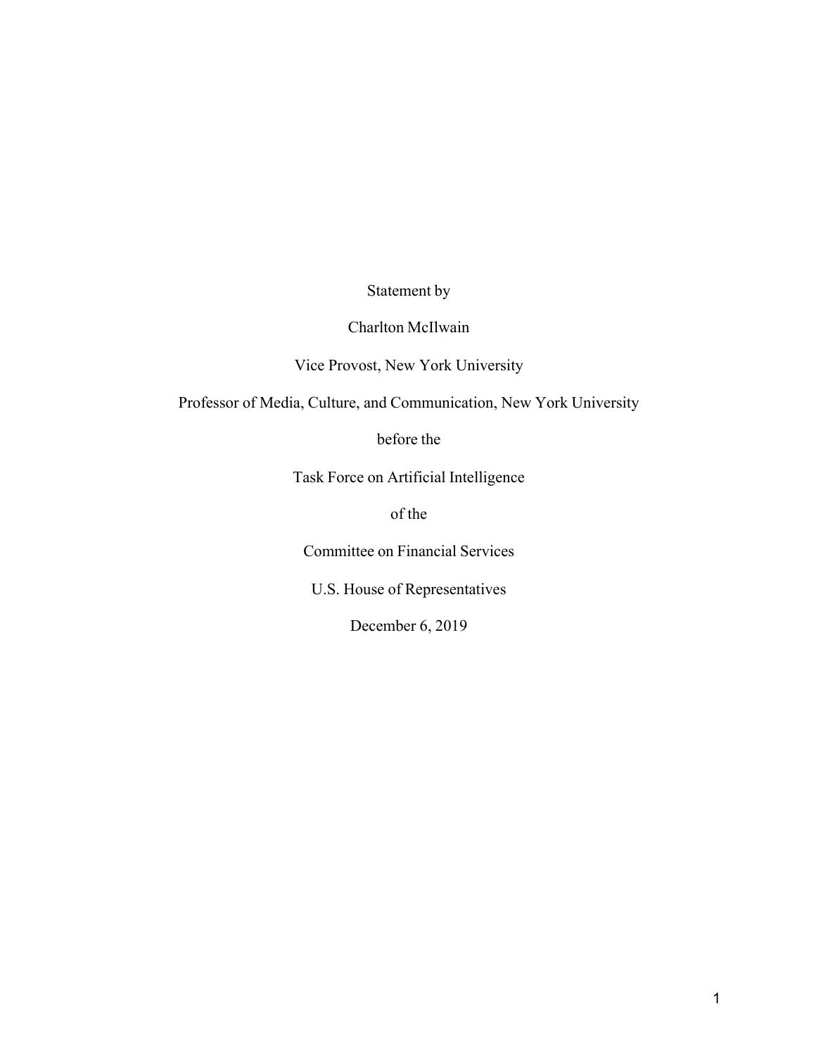Statement by

Charlton McIlwain

Vice Provost, New York University

Professor of Media, Culture, and Communication, New York University

before the

Task Force on Artificial Intelligence

of the

Committee on Financial Services

U.S. House of Representatives

December 6, 2019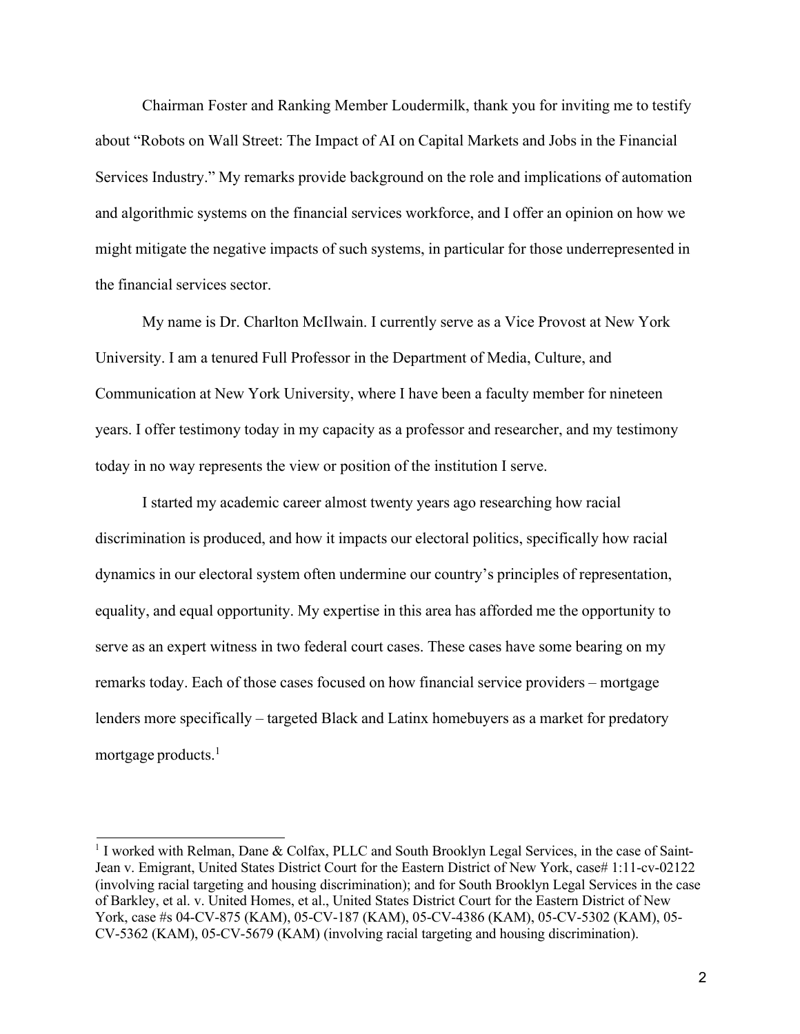Chairman Foster and Ranking Member Loudermilk, thank you for inviting me to testify about "Robots on Wall Street: The Impact of AI on Capital Markets and Jobs in the Financial Services Industry." My remarks provide background on the role and implications of automation and algorithmic systems on the financial services workforce, and I offer an opinion on how we might mitigate the negative impacts of such systems, in particular for those underrepresented in the financial services sector.

My name is Dr. Charlton McIlwain. I currently serve as a Vice Provost at New York University. I am a tenured Full Professor in the Department of Media, Culture, and Communication at New York University, where I have been a faculty member for nineteen years. I offer testimony today in my capacity as a professor and researcher, and my testimony today in no way represents the view or position of the institution I serve.

I started my academic career almost twenty years ago researching how racial discrimination is produced, and how it impacts our electoral politics, specifically how racial dynamics in our electoral system often undermine our country's principles of representation, equality, and equal opportunity. My expertise in this area has afforded me the opportunity to serve as an expert witness in two federal court cases. These cases have some bearing on my remarks today. Each of those cases focused on how financial service providers – mortgage lenders more specifically – targeted Black and Latinx homebuyers as a market for predatory mortgage products.[1]

---

[1] I worked with Relman, Dane & Colfax, PLLC and South Brooklyn Legal Services, in the case of Saint-Jean v. Emigrant, United States District Court for the Eastern District of New York, case# 1:11-cv-02122 (involving racial targeting and housing discrimination); and for South Brooklyn Legal Services in the case of Barkley, et al. v. United Homes, et al., United States District Court for the Eastern District of New York, case #s 04-CV-875 (KAM), 05-CV-187 (KAM), 05-CV-4386 (KAM), 05-CV-5302 (KAM), 05-CV-5362 (KAM), 05-CV-5679 (KAM) (involving racial targeting and housing discrimination).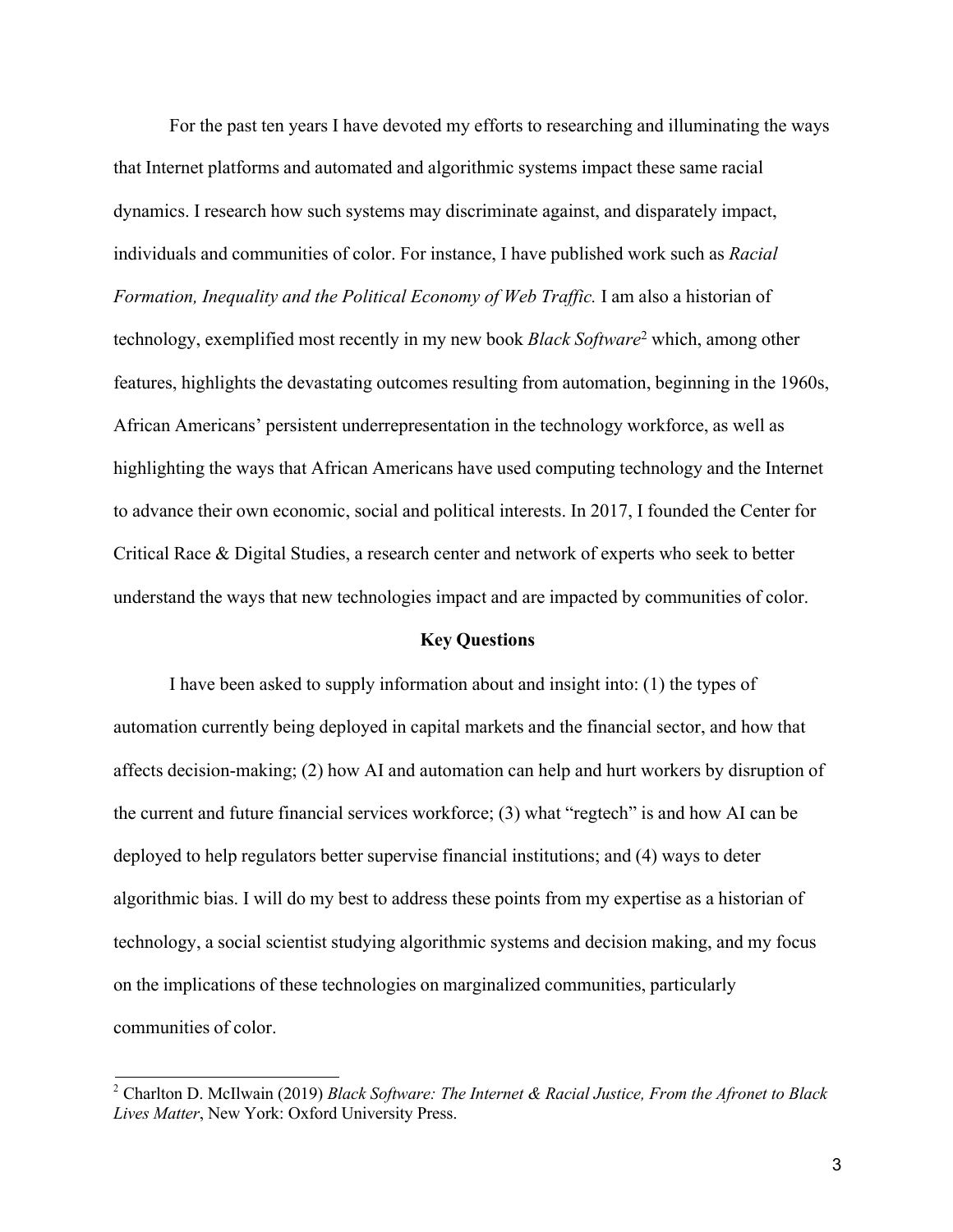For the past ten years I have devoted my efforts to researching and illuminating the ways that Internet platforms and automated and algorithmic systems impact these same racial dynamics. I research how such systems may discriminate against, and disparately impact, individuals and communities of color. For instance, I have published work such as *Racial Formation, Inequality and the Political Economy of Web Traffic.* I am also a historian of technology, exemplified most recently in my new book *Black Software*[2] which, among other features, highlights the devastating outcomes resulting from automation, beginning in the 1960s, African Americans' persistent underrepresentation in the technology workforce, as well as highlighting the ways that African Americans have used computing technology and the Internet to advance their own economic, social and political interests. In 2017, I founded the Center for Critical Race & Digital Studies, a research center and network of experts who seek to better understand the ways that new technologies impact and are impacted by communities of color.

**Key Questions**

I have been asked to supply information about and insight into: (1) the types of automation currently being deployed in capital markets and the financial sector, and how that affects decision-making; (2) how AI and automation can help and hurt workers by disruption of the current and future financial services workforce; (3) what "regtech" is and how AI can be deployed to help regulators better supervise financial institutions; and (4) ways to deter algorithmic bias. I will do my best to address these points from my expertise as a historian of technology, a social scientist studying algorithmic systems and decision making, and my focus on the implications of these technologies on marginalized communities, particularly communities of color.

[2] Charlton D. McIlwain (2019) *Black Software: The Internet & Racial Justice, From the Afronet to Black Lives Matter*, New York: Oxford University Press.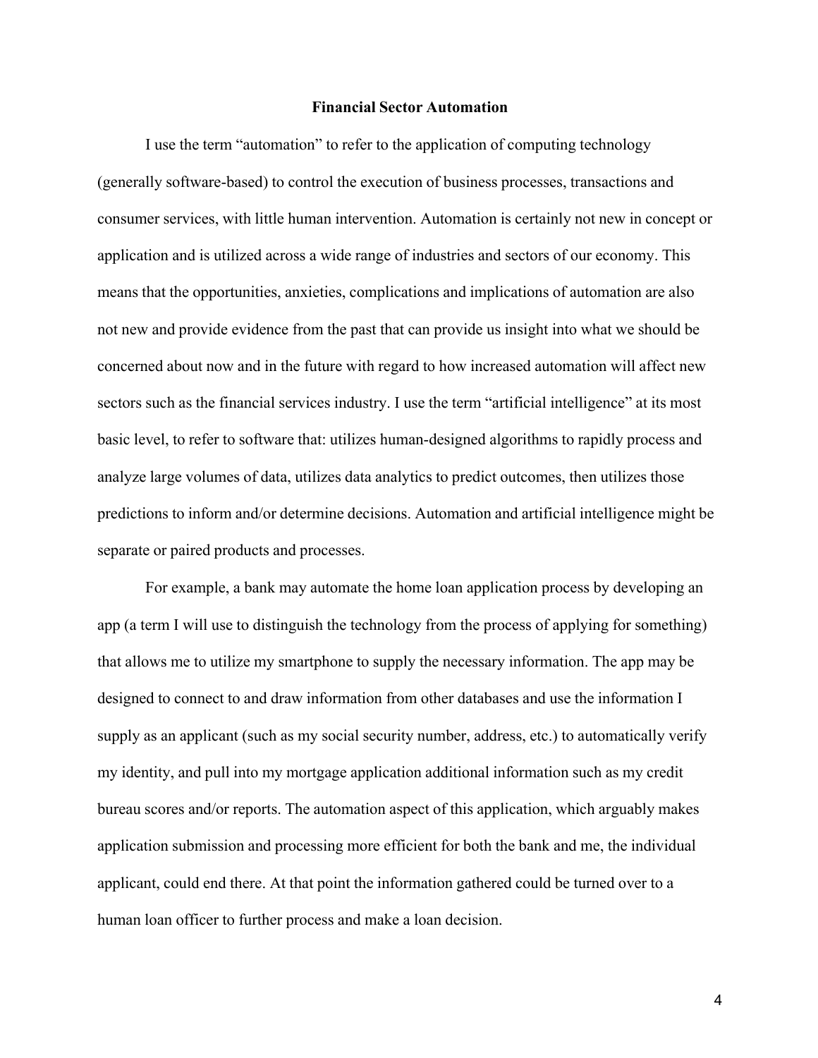## Financial Sector Automation

I use the term "automation" to refer to the application of computing technology (generally software-based) to control the execution of business processes, transactions and consumer services, with little human intervention. Automation is certainly not new in concept or application and is utilized across a wide range of industries and sectors of our economy. This means that the opportunities, anxieties, complications and implications of automation are also not new and provide evidence from the past that can provide us insight into what we should be concerned about now and in the future with regard to how increased automation will affect new sectors such as the financial services industry. I use the term "artificial intelligence" at its most basic level, to refer to software that: utilizes human-designed algorithms to rapidly process and analyze large volumes of data, utilizes data analytics to predict outcomes, then utilizes those predictions to inform and/or determine decisions. Automation and artificial intelligence might be separate or paired products and processes.

For example, a bank may automate the home loan application process by developing an app (a term I will use to distinguish the technology from the process of applying for something) that allows me to utilize my smartphone to supply the necessary information. The app may be designed to connect to and draw information from other databases and use the information I supply as an applicant (such as my social security number, address, etc.) to automatically verify my identity, and pull into my mortgage application additional information such as my credit bureau scores and/or reports. The automation aspect of this application, which arguably makes application submission and processing more efficient for both the bank and me, the individual applicant, could end there. At that point the information gathered could be turned over to a human loan officer to further process and make a loan decision.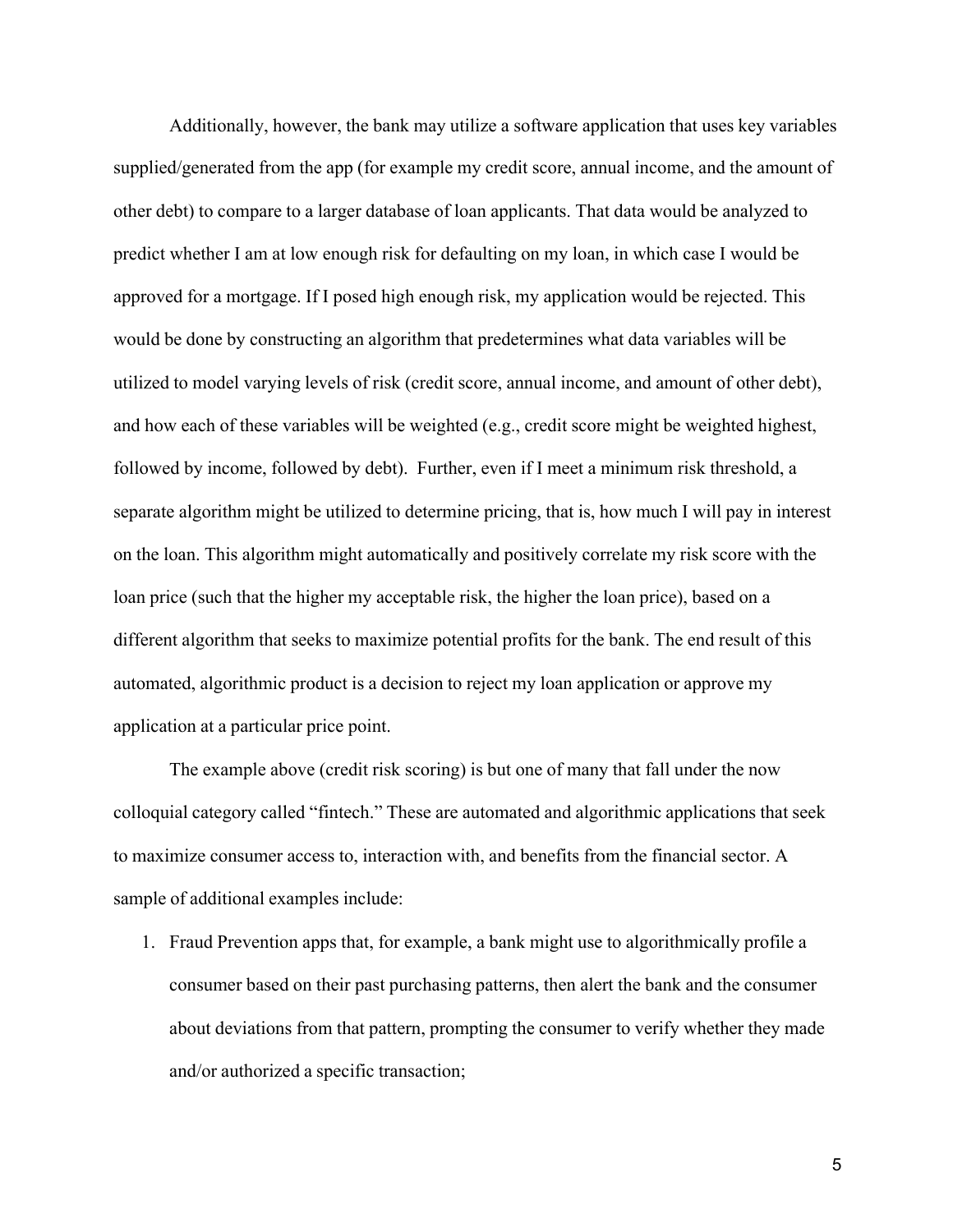Additionally, however, the bank may utilize a software application that uses key variables supplied/generated from the app (for example my credit score, annual income, and the amount of other debt) to compare to a larger database of loan applicants. That data would be analyzed to predict whether I am at low enough risk for defaulting on my loan, in which case I would be approved for a mortgage. If I posed high enough risk, my application would be rejected. This would be done by constructing an algorithm that predetermines what data variables will be utilized to model varying levels of risk (credit score, annual income, and amount of other debt), and how each of these variables will be weighted (e.g., credit score might be weighted highest, followed by income, followed by debt). Further, even if I meet a minimum risk threshold, a separate algorithm might be utilized to determine pricing, that is, how much I will pay in interest on the loan. This algorithm might automatically and positively correlate my risk score with the loan price (such that the higher my acceptable risk, the higher the loan price), based on a different algorithm that seeks to maximize potential profits for the bank. The end result of this automated, algorithmic product is a decision to reject my loan application or approve my application at a particular price point.

The example above (credit risk scoring) is but one of many that fall under the now colloquial category called "fintech." These are automated and algorithmic applications that seek to maximize consumer access to, interaction with, and benefits from the financial sector. A sample of additional examples include:

1. Fraud Prevention apps that, for example, a bank might use to algorithmically profile a consumer based on their past purchasing patterns, then alert the bank and the consumer about deviations from that pattern, prompting the consumer to verify whether they made and/or authorized a specific transaction;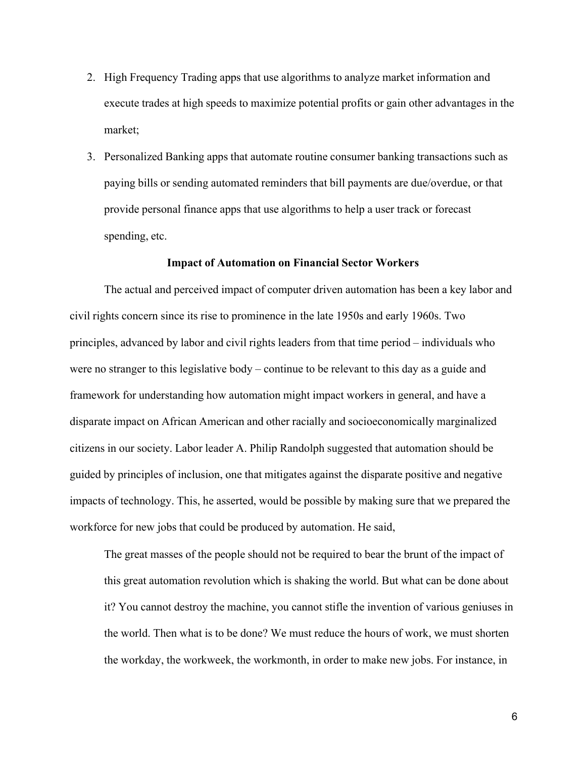2. High Frequency Trading apps that use algorithms to analyze market information and execute trades at high speeds to maximize potential profits or gain other advantages in the market;
3. Personalized Banking apps that automate routine consumer banking transactions such as paying bills or sending automated reminders that bill payments are due/overdue, or that provide personal finance apps that use algorithms to help a user track or forecast spending, etc.

**Impact of Automation on Financial Sector Workers**

The actual and perceived impact of computer driven automation has been a key labor and civil rights concern since its rise to prominence in the late 1950s and early 1960s. Two principles, advanced by labor and civil rights leaders from that time period – individuals who were no stranger to this legislative body – continue to be relevant to this day as a guide and framework for understanding how automation might impact workers in general, and have a disparate impact on African American and other racially and socioeconomically marginalized citizens in our society. Labor leader A. Philip Randolph suggested that automation should be guided by principles of inclusion, one that mitigates against the disparate positive and negative impacts of technology. This, he asserted, would be possible by making sure that we prepared the workforce for new jobs that could be produced by automation. He said,

> The great masses of the people should not be required to bear the brunt of the impact of this great automation revolution which is shaking the world. But what can be done about it? You cannot destroy the machine, you cannot stifle the invention of various geniuses in the world. Then what is to be done? We must reduce the hours of work, we must shorten the workday, the workweek, the workmonth, in order to make new jobs. For instance, in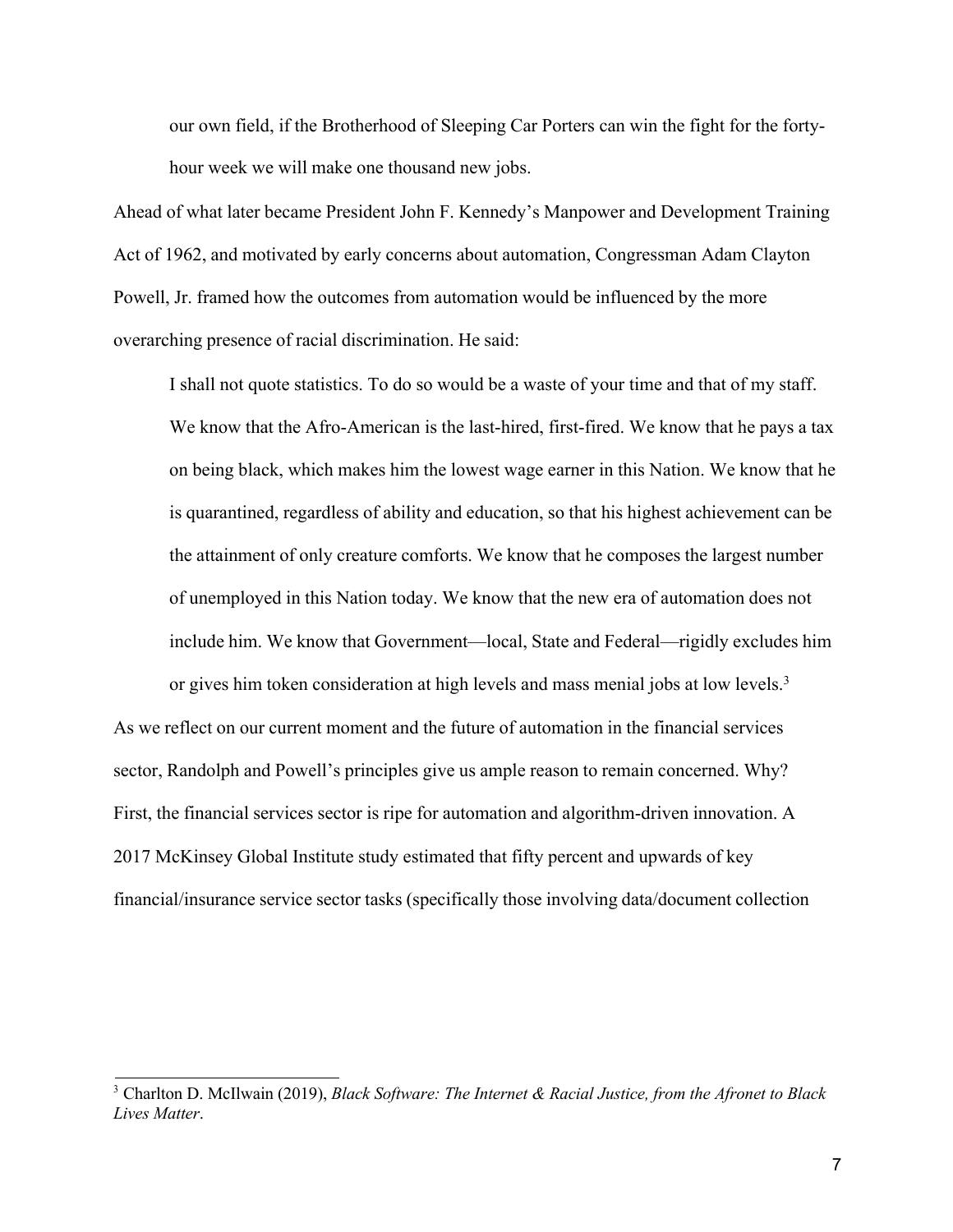> our own field, if the Brotherhood of Sleeping Car Porters can win the fight for the forty-hour week we will make one thousand new jobs.

Ahead of what later became President John F. Kennedy's Manpower and Development Training Act of 1962, and motivated by early concerns about automation, Congressman Adam Clayton Powell, Jr. framed how the outcomes from automation would be influenced by the more overarching presence of racial discrimination. He said:

> I shall not quote statistics. To do so would be a waste of your time and that of my staff. We know that the Afro-American is the last-hired, first-fired. We know that he pays a tax on being black, which makes him the lowest wage earner in this Nation. We know that he is quarantined, regardless of ability and education, so that his highest achievement can be the attainment of only creature comforts. We know that he composes the largest number of unemployed in this Nation today. We know that the new era of automation does not include him. We know that Government—local, State and Federal—rigidly excludes him or gives him token consideration at high levels and mass menial jobs at low levels.[3]

As we reflect on our current moment and the future of automation in the financial services sector, Randolph and Powell's principles give us ample reason to remain concerned. Why? First, the financial services sector is ripe for automation and algorithm-driven innovation. A 2017 McKinsey Global Institute study estimated that fifty percent and upwards of key financial/insurance service sector tasks (specifically those involving data/document collection

---

[3] Charlton D. McIlwain (2019), *Black Software: The Internet & Racial Justice, from the Afronet to Black Lives Matter*.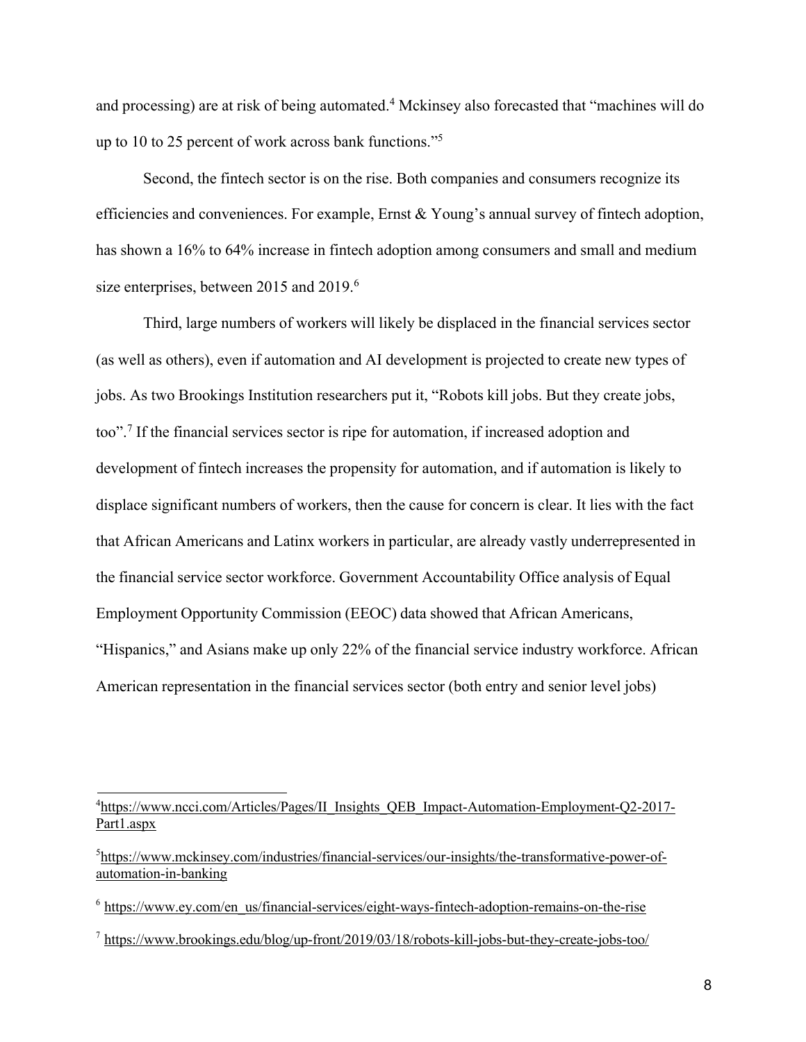and processing) are at risk of being automated.[4] Mckinsey also forecasted that "machines will do up to 10 to 25 percent of work across bank functions."[5]

Second, the fintech sector is on the rise. Both companies and consumers recognize its efficiencies and conveniences. For example, Ernst & Young's annual survey of fintech adoption, has shown a 16% to 64% increase in fintech adoption among consumers and small and medium size enterprises, between 2015 and 2019.[6]

Third, large numbers of workers will likely be displaced in the financial services sector (as well as others), even if automation and AI development is projected to create new types of jobs. As two Brookings Institution researchers put it, "Robots kill jobs. But they create jobs, too".[7] If the financial services sector is ripe for automation, if increased adoption and development of fintech increases the propensity for automation, and if automation is likely to displace significant numbers of workers, then the cause for concern is clear. It lies with the fact that African Americans and Latinx workers in particular, are already vastly underrepresented in the financial service sector workforce. Government Accountability Office analysis of Equal Employment Opportunity Commission (EEOC) data showed that African Americans, "Hispanics," and Asians make up only 22% of the financial service industry workforce. African American representation in the financial services sector (both entry and senior level jobs)

---

[4] https://www.ncci.com/Articles/Pages/II_Insights_QEB_Impact-Automation-Employment-Q2-2017-Part1.aspx

[5] https://www.mckinsey.com/industries/financial-services/our-insights/the-transformative-power-of-automation-in-banking

[6] https://www.ey.com/en_us/financial-services/eight-ways-fintech-adoption-remains-on-the-rise

[7] https://www.brookings.edu/blog/up-front/2019/03/18/robots-kill-jobs-but-they-create-jobs-too/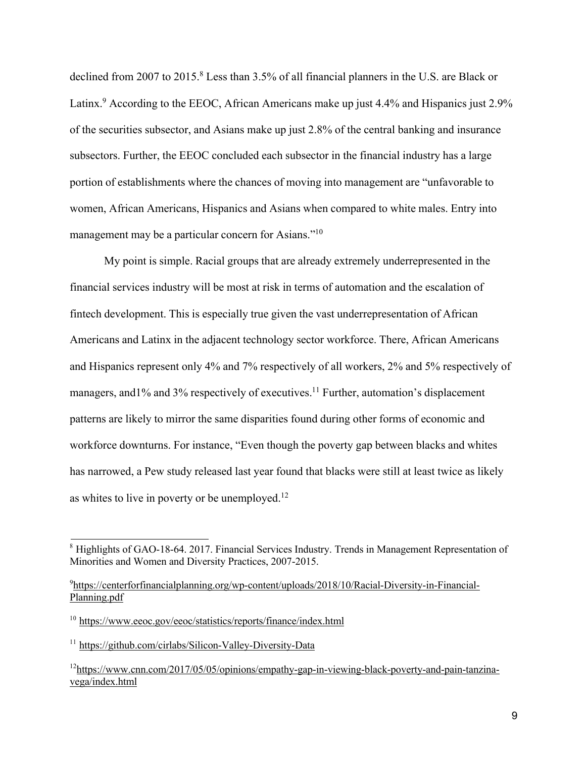declined from 2007 to 2015.[8] Less than 3.5% of all financial planners in the U.S. are Black or Latinx.[9] According to the EEOC, African Americans make up just 4.4% and Hispanics just 2.9% of the securities subsector, and Asians make up just 2.8% of the central banking and insurance subsectors. Further, the EEOC concluded each subsector in the financial industry has a large portion of establishments where the chances of moving into management are "unfavorable to women, African Americans, Hispanics and Asians when compared to white males. Entry into management may be a particular concern for Asians."[10]

My point is simple. Racial groups that are already extremely underrepresented in the financial services industry will be most at risk in terms of automation and the escalation of fintech development. This is especially true given the vast underrepresentation of African Americans and Latinx in the adjacent technology sector workforce. There, African Americans and Hispanics represent only 4% and 7% respectively of all workers, 2% and 5% respectively of managers, and1% and 3% respectively of executives.[11] Further, automation's displacement patterns are likely to mirror the same disparities found during other forms of economic and workforce downturns. For instance, "Even though the poverty gap between blacks and whites has narrowed, a Pew study released last year found that blacks were still at least twice as likely as whites to live in poverty or be unemployed.[12]

---

[8] Highlights of GAO-18-64. 2017. Financial Services Industry. Trends in Management Representation of Minorities and Women and Diversity Practices, 2007-2015.

[9] https://centerforfinancialplanning.org/wp-content/uploads/2018/10/Racial-Diversity-in-Financial-Planning.pdf

[10] https://www.eeoc.gov/eeoc/statistics/reports/finance/index.html

[11] https://github.com/cirlabs/Silicon-Valley-Diversity-Data

[12] https://www.cnn.com/2017/05/05/opinions/empathy-gap-in-viewing-black-poverty-and-pain-tanzina-vega/index.html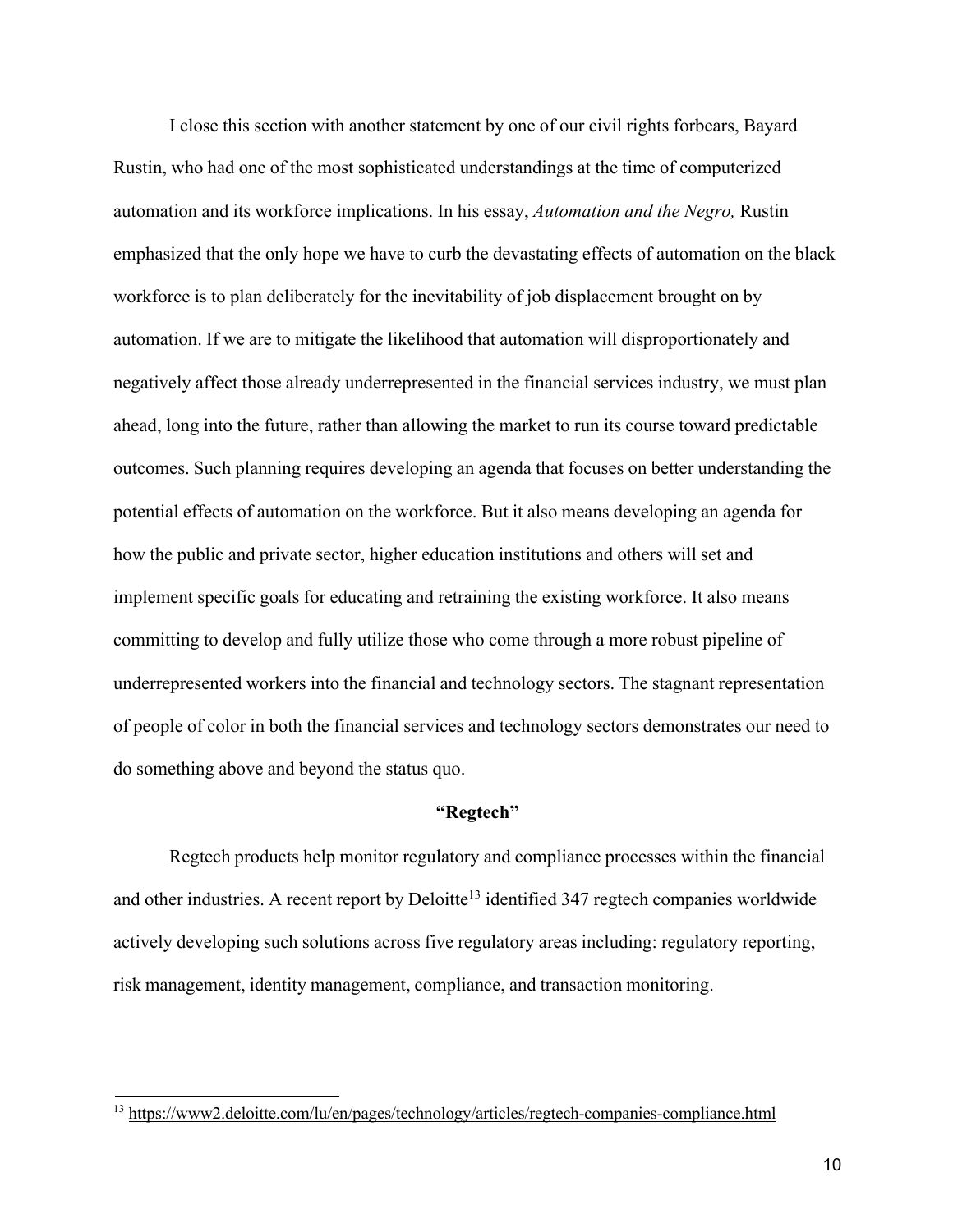I close this section with another statement by one of our civil rights forbears, Bayard Rustin, who had one of the most sophisticated understandings at the time of computerized automation and its workforce implications. In his essay, *Automation and the Negro,* Rustin emphasized that the only hope we have to curb the devastating effects of automation on the black workforce is to plan deliberately for the inevitability of job displacement brought on by automation. If we are to mitigate the likelihood that automation will disproportionately and negatively affect those already underrepresented in the financial services industry, we must plan ahead, long into the future, rather than allowing the market to run its course toward predictable outcomes. Such planning requires developing an agenda that focuses on better understanding the potential effects of automation on the workforce. But it also means developing an agenda for how the public and private sector, higher education institutions and others will set and implement specific goals for educating and retraining the existing workforce. It also means committing to develop and fully utilize those who come through a more robust pipeline of underrepresented workers into the financial and technology sectors. The stagnant representation of people of color in both the financial services and technology sectors demonstrates our need to do something above and beyond the status quo.

## "Regtech"

Regtech products help monitor regulatory and compliance processes within the financial and other industries. A recent report by Deloitte[13] identified 347 regtech companies worldwide actively developing such solutions across five regulatory areas including: regulatory reporting, risk management, identity management, compliance, and transaction monitoring.

[13] https://www2.deloitte.com/lu/en/pages/technology/articles/regtech-companies-compliance.html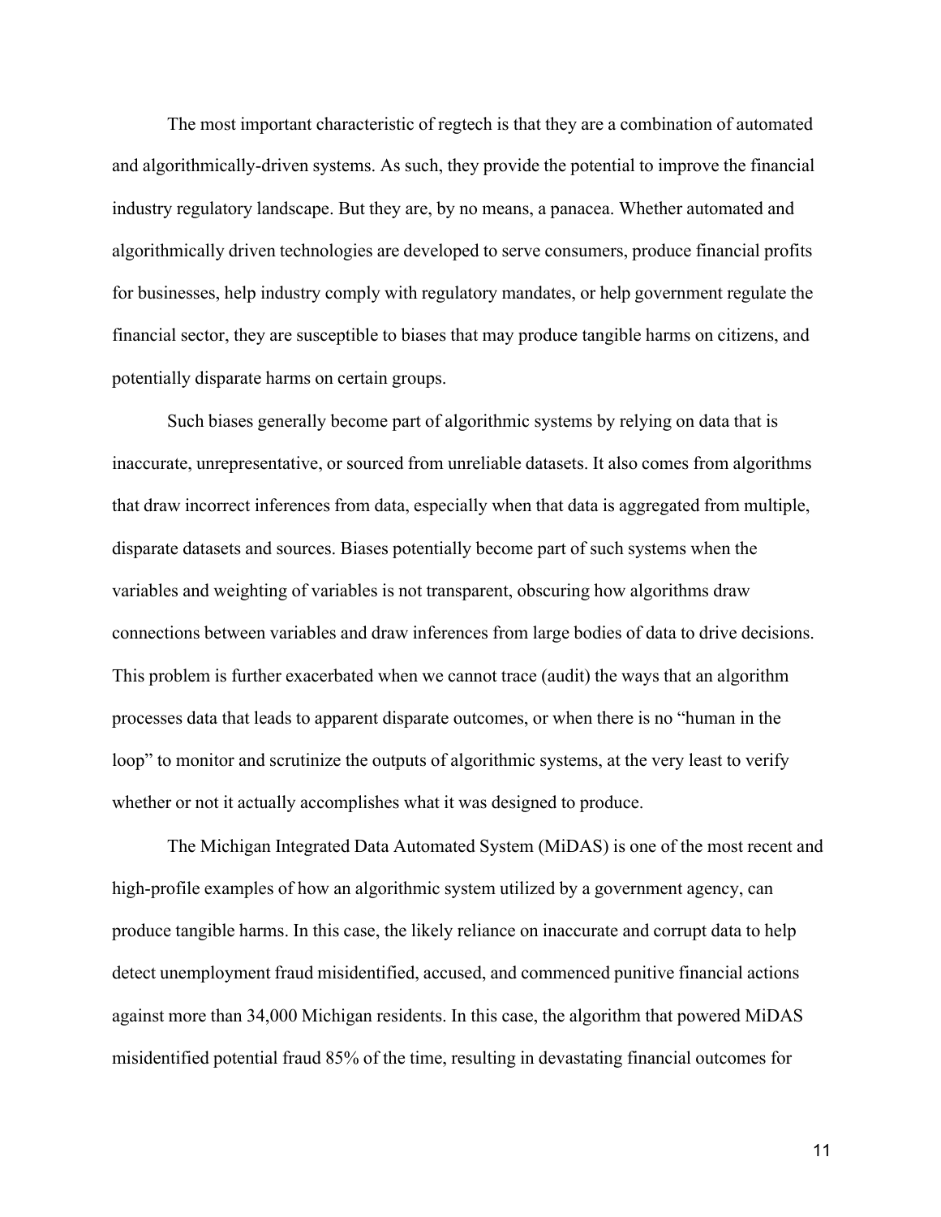The most important characteristic of regtech is that they are a combination of automated and algorithmically-driven systems. As such, they provide the potential to improve the financial industry regulatory landscape. But they are, by no means, a panacea. Whether automated and algorithmically driven technologies are developed to serve consumers, produce financial profits for businesses, help industry comply with regulatory mandates, or help government regulate the financial sector, they are susceptible to biases that may produce tangible harms on citizens, and potentially disparate harms on certain groups.

Such biases generally become part of algorithmic systems by relying on data that is inaccurate, unrepresentative, or sourced from unreliable datasets. It also comes from algorithms that draw incorrect inferences from data, especially when that data is aggregated from multiple, disparate datasets and sources. Biases potentially become part of such systems when the variables and weighting of variables is not transparent, obscuring how algorithms draw connections between variables and draw inferences from large bodies of data to drive decisions. This problem is further exacerbated when we cannot trace (audit) the ways that an algorithm processes data that leads to apparent disparate outcomes, or when there is no "human in the loop" to monitor and scrutinize the outputs of algorithmic systems, at the very least to verify whether or not it actually accomplishes what it was designed to produce.

The Michigan Integrated Data Automated System (MiDAS) is one of the most recent and high-profile examples of how an algorithmic system utilized by a government agency, can produce tangible harms. In this case, the likely reliance on inaccurate and corrupt data to help detect unemployment fraud misidentified, accused, and commenced punitive financial actions against more than 34,000 Michigan residents. In this case, the algorithm that powered MiDAS misidentified potential fraud 85% of the time, resulting in devastating financial outcomes for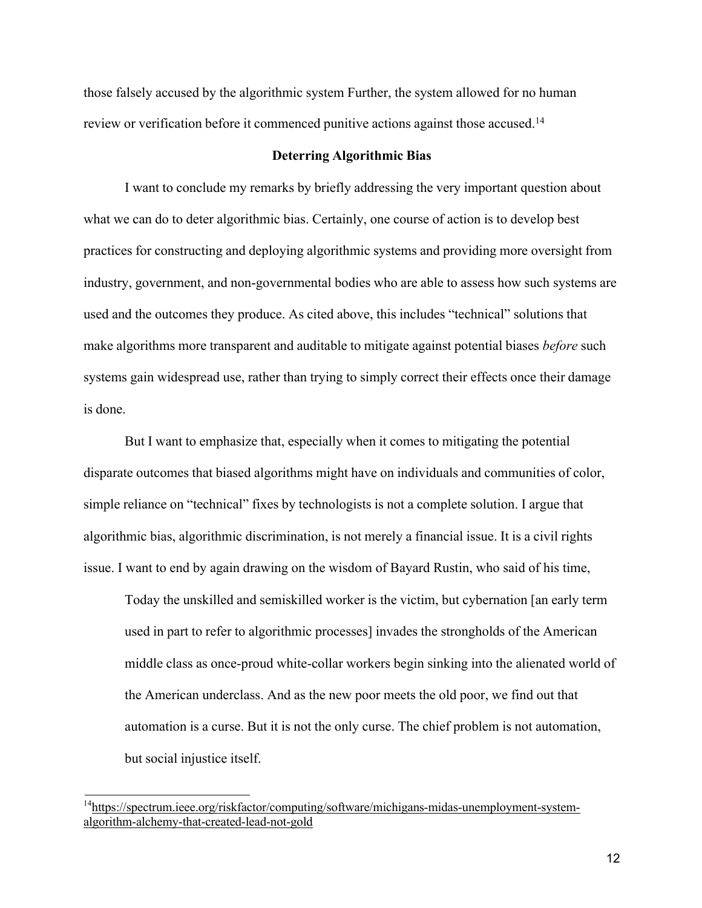those falsely accused by the algorithmic system Further, the system allowed for no human review or verification before it commenced punitive actions against those accused.[14]

## Deterring Algorithmic Bias

I want to conclude my remarks by briefly addressing the very important question about what we can do to deter algorithmic bias. Certainly, one course of action is to develop best practices for constructing and deploying algorithmic systems and providing more oversight from industry, government, and non-governmental bodies who are able to assess how such systems are used and the outcomes they produce. As cited above, this includes "technical" solutions that make algorithms more transparent and auditable to mitigate against potential biases *before* such systems gain widespread use, rather than trying to simply correct their effects once their damage is done.

But I want to emphasize that, especially when it comes to mitigating the potential disparate outcomes that biased algorithms might have on individuals and communities of color, simple reliance on "technical" fixes by technologists is not a complete solution. I argue that algorithmic bias, algorithmic discrimination, is not merely a financial issue. It is a civil rights issue. I want to end by again drawing on the wisdom of Bayard Rustin, who said of his time,

> Today the unskilled and semiskilled worker is the victim, but cybernation [an early term used in part to refer to algorithmic processes] invades the strongholds of the American middle class as once-proud white-collar workers begin sinking into the alienated world of the American underclass. And as the new poor meets the old poor, we find out that automation is a curse. But it is not the only curse. The chief problem is not automation, but social injustice itself.

---

[14] https://spectrum.ieee.org/riskfactor/computing/software/michigans-midas-unemployment-system-algorithm-alchemy-that-created-lead-not-gold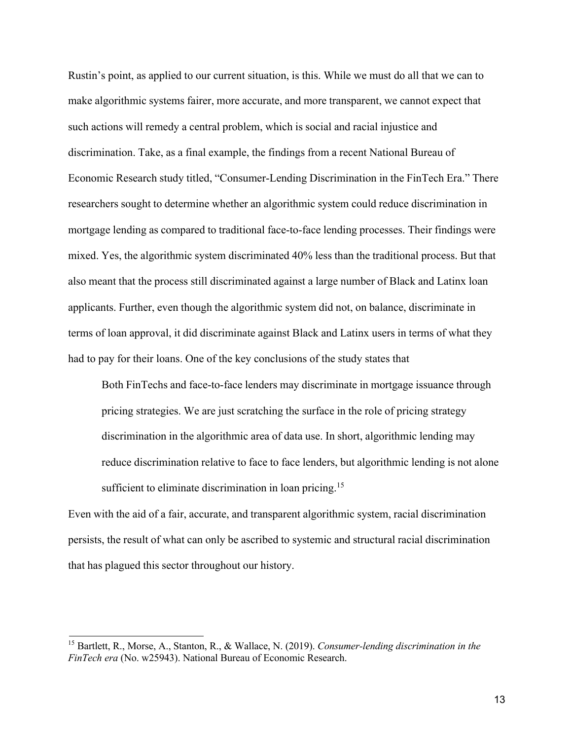Rustin's point, as applied to our current situation, is this. While we must do all that we can to make algorithmic systems fairer, more accurate, and more transparent, we cannot expect that such actions will remedy a central problem, which is social and racial injustice and discrimination. Take, as a final example, the findings from a recent National Bureau of Economic Research study titled, "Consumer-Lending Discrimination in the FinTech Era." There researchers sought to determine whether an algorithmic system could reduce discrimination in mortgage lending as compared to traditional face-to-face lending processes. Their findings were mixed. Yes, the algorithmic system discriminated 40% less than the traditional process. But that also meant that the process still discriminated against a large number of Black and Latinx loan applicants. Further, even though the algorithmic system did not, on balance, discriminate in terms of loan approval, it did discriminate against Black and Latinx users in terms of what they had to pay for their loans. One of the key conclusions of the study states that

> Both FinTechs and face-to-face lenders may discriminate in mortgage issuance through pricing strategies. We are just scratching the surface in the role of pricing strategy discrimination in the algorithmic area of data use. In short, algorithmic lending may reduce discrimination relative to face to face lenders, but algorithmic lending is not alone sufficient to eliminate discrimination in loan pricing.[15]

Even with the aid of a fair, accurate, and transparent algorithmic system, racial discrimination persists, the result of what can only be ascribed to systemic and structural racial discrimination that has plagued this sector throughout our history.

---

[15] Bartlett, R., Morse, A., Stanton, R., & Wallace, N. (2019). *Consumer-lending discrimination in the FinTech era* (No. w25943). National Bureau of Economic Research.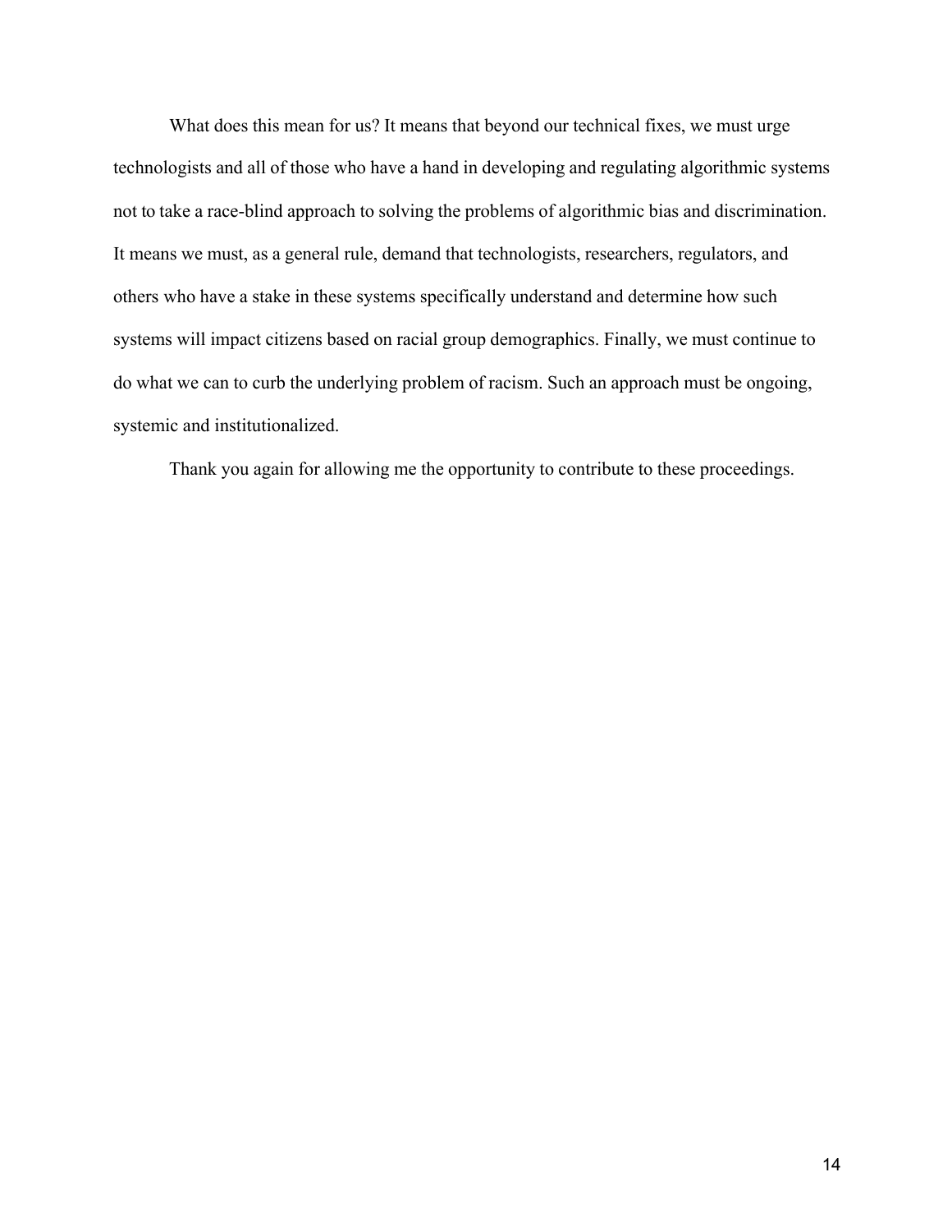What does this mean for us? It means that beyond our technical fixes, we must urge technologists and all of those who have a hand in developing and regulating algorithmic systems not to take a race-blind approach to solving the problems of algorithmic bias and discrimination. It means we must, as a general rule, demand that technologists, researchers, regulators, and others who have a stake in these systems specifically understand and determine how such systems will impact citizens based on racial group demographics. Finally, we must continue to do what we can to curb the underlying problem of racism. Such an approach must be ongoing, systemic and institutionalized.

Thank you again for allowing me the opportunity to contribute to these proceedings.